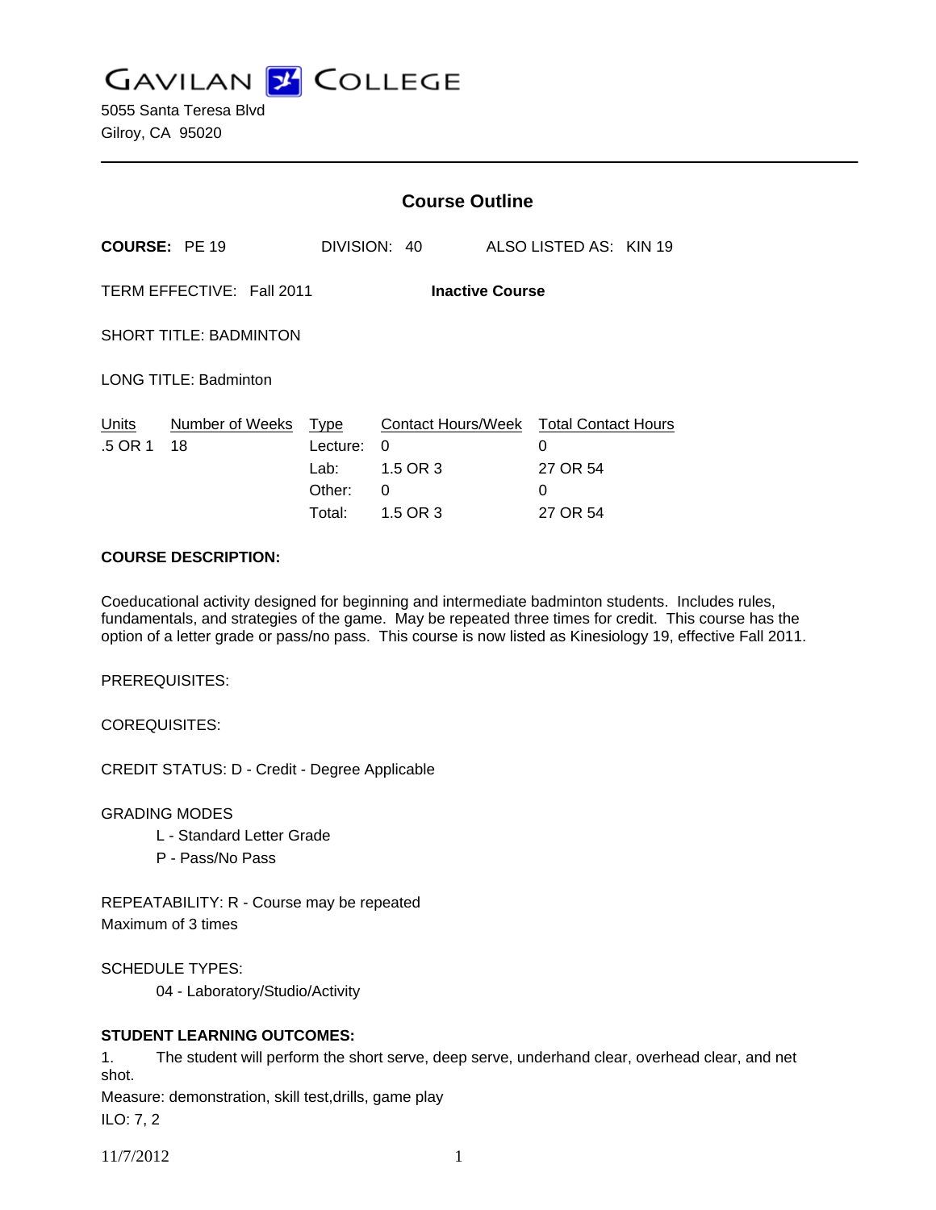# GAVILAN COLLEGE

5055 Santa Teresa Blvd
Gilroy, CA 95020

---

## Course Outline

**COURSE:** PE 19 DIVISION: 40 ALSO LISTED AS: KIN 19

TERM EFFECTIVE: Fall 2011 **Inactive Course**

SHORT TITLE: BADMINTON

LONG TITLE: Badminton

| Units | Number of Weeks | Type | Contact Hours/Week | Total Contact Hours |
|---|---|---|---|---|
| .5 OR 1 | 18 | Lecture: | 0 | 0 |
| | | Lab: | 1.5 OR 3 | 27 OR 54 |
| | | Other: | 0 | 0 |
| | | Total: | 1.5 OR 3 | 27 OR 54 |

**COURSE DESCRIPTION:**

Coeducational activity designed for beginning and intermediate badminton students. Includes rules, fundamentals, and strategies of the game. May be repeated three times for credit. This course has the option of a letter grade or pass/no pass. This course is now listed as Kinesiology 19, effective Fall 2011.

PREREQUISITES:

COREQUISITES:

CREDIT STATUS: D - Credit - Degree Applicable

GRADING MODES

L - Standard Letter Grade
P - Pass/No Pass

REPEATABILITY: R - Course may be repeated
Maximum of 3 times

SCHEDULE TYPES:

04 - Laboratory/Studio/Activity

**STUDENT LEARNING OUTCOMES:**

1. The student will perform the short serve, deep serve, underhand clear, overhead clear, and net shot.
Measure: demonstration, skill test,drills, game play
ILO: 7, 2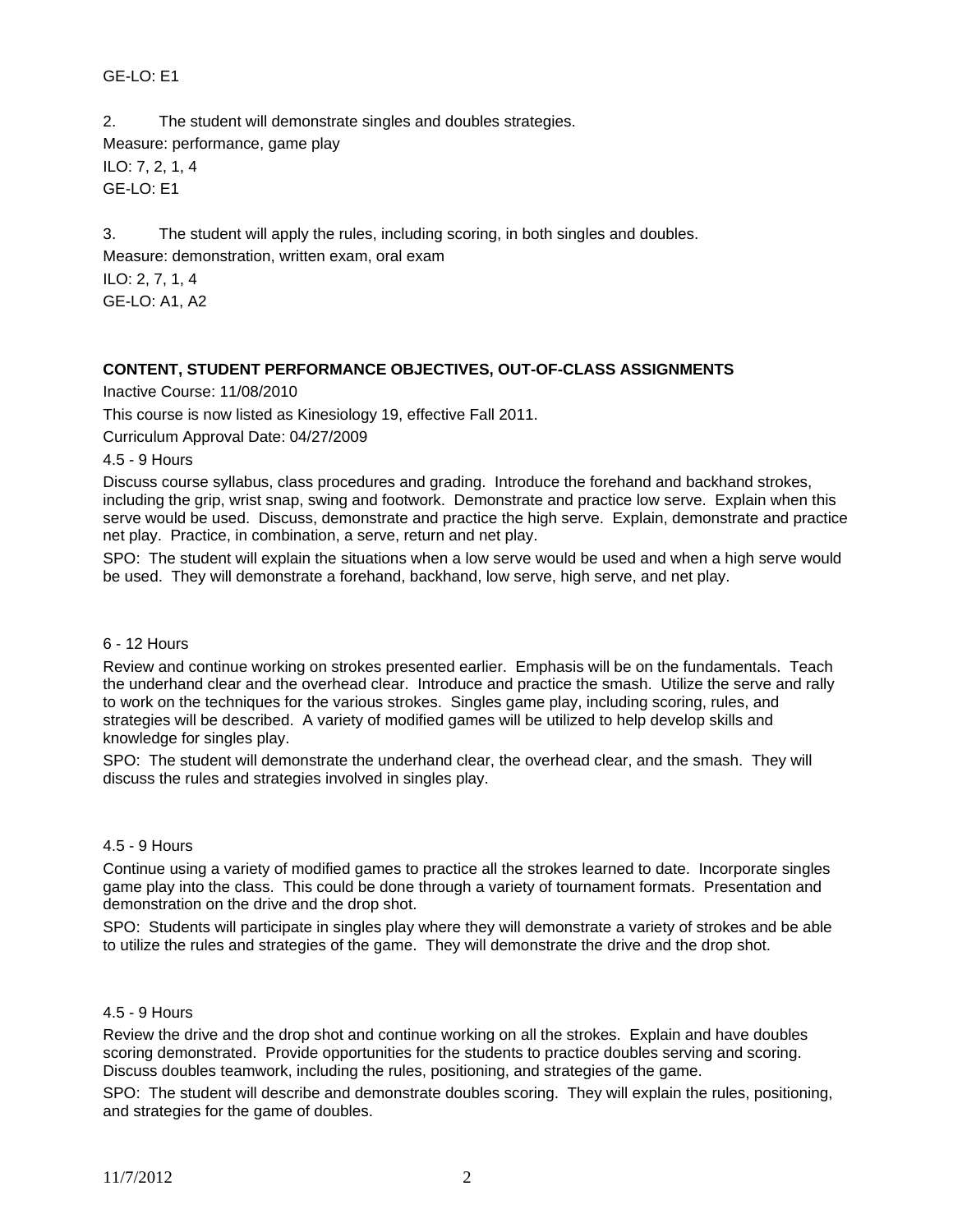GE-LO: E1

2. The student will demonstrate singles and doubles strategies.

Measure: performance, game play

ILO: 7, 2, 1, 4

GE-LO: E1

3. The student will apply the rules, including scoring, in both singles and doubles.

Measure: demonstration, written exam, oral exam

ILO: 2, 7, 1, 4

GE-LO: A1, A2

**CONTENT, STUDENT PERFORMANCE OBJECTIVES, OUT-OF-CLASS ASSIGNMENTS**

Inactive Course: 11/08/2010

This course is now listed as Kinesiology 19, effective Fall 2011.

Curriculum Approval Date: 04/27/2009

4.5 - 9 Hours

Discuss course syllabus, class procedures and grading. Introduce the forehand and backhand strokes, including the grip, wrist snap, swing and footwork. Demonstrate and practice low serve. Explain when this serve would be used. Discuss, demonstrate and practice the high serve. Explain, demonstrate and practice net play. Practice, in combination, a serve, return and net play.

SPO: The student will explain the situations when a low serve would be used and when a high serve would be used. They will demonstrate a forehand, backhand, low serve, high serve, and net play.

6 - 12 Hours

Review and continue working on strokes presented earlier. Emphasis will be on the fundamentals. Teach the underhand clear and the overhead clear. Introduce and practice the smash. Utilize the serve and rally to work on the techniques for the various strokes. Singles game play, including scoring, rules, and strategies will be described. A variety of modified games will be utilized to help develop skills and knowledge for singles play.

SPO: The student will demonstrate the underhand clear, the overhead clear, and the smash. They will discuss the rules and strategies involved in singles play.

4.5 - 9 Hours

Continue using a variety of modified games to practice all the strokes learned to date. Incorporate singles game play into the class. This could be done through a variety of tournament formats. Presentation and demonstration on the drive and the drop shot.

SPO: Students will participate in singles play where they will demonstrate a variety of strokes and be able to utilize the rules and strategies of the game. They will demonstrate the drive and the drop shot.

4.5 - 9 Hours

Review the drive and the drop shot and continue working on all the strokes. Explain and have doubles scoring demonstrated. Provide opportunities for the students to practice doubles serving and scoring. Discuss doubles teamwork, including the rules, positioning, and strategies of the game.

SPO: The student will describe and demonstrate doubles scoring. They will explain the rules, positioning, and strategies for the game of doubles.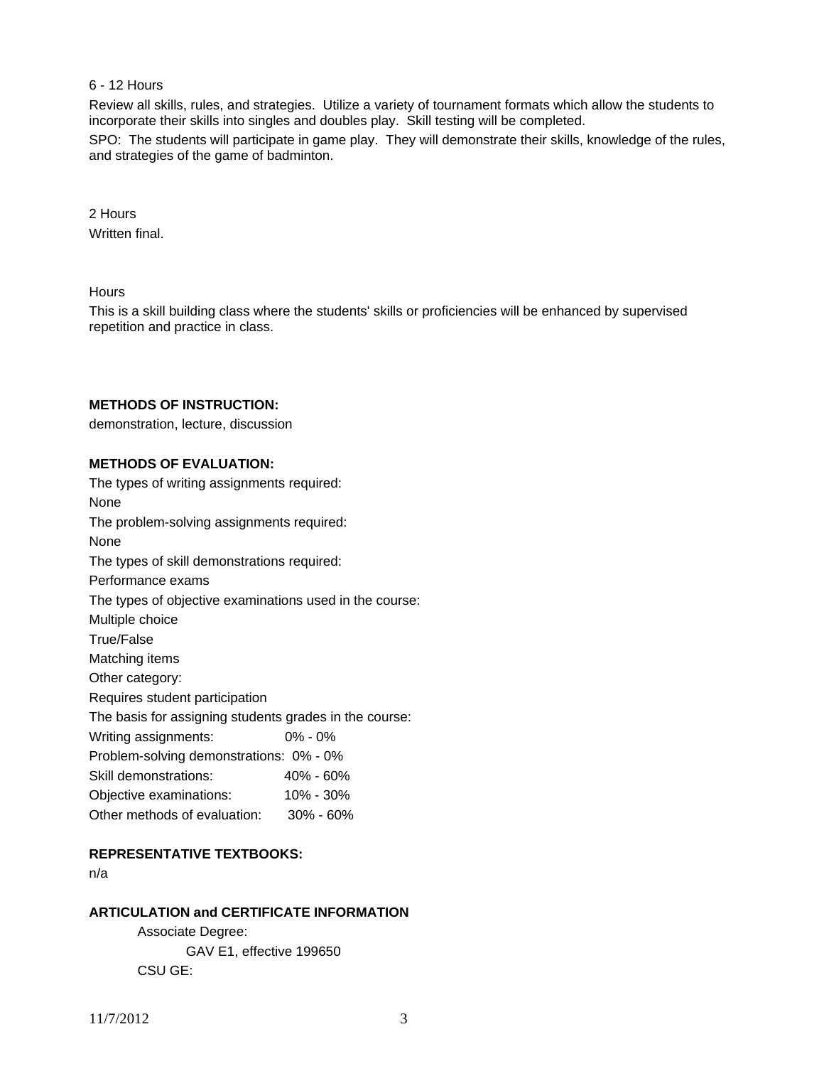6 - 12 Hours

Review all skills, rules, and strategies. Utilize a variety of tournament formats which allow the students to incorporate their skills into singles and doubles play. Skill testing will be completed.

SPO: The students will participate in game play. They will demonstrate their skills, knowledge of the rules, and strategies of the game of badminton.

2 Hours

Written final.

Hours

This is a skill building class where the students' skills or proficiencies will be enhanced by supervised repetition and practice in class.

**METHODS OF INSTRUCTION:**

demonstration, lecture, discussion

**METHODS OF EVALUATION:**

The types of writing assignments required:

None

The problem-solving assignments required:

None

The types of skill demonstrations required:

Performance exams

The types of objective examinations used in the course:

Multiple choice

True/False

Matching items

Other category:

Requires student participation

The basis for assigning students grades in the course:

| | |
|---|---|
| Writing assignments: | 0% - 0% |
| Problem-solving demonstrations: | 0% - 0% |
| Skill demonstrations: | 40% - 60% |
| Objective examinations: | 10% - 30% |
| Other methods of evaluation: | 30% - 60% |

**REPRESENTATIVE TEXTBOOKS:**

n/a

**ARTICULATION and CERTIFICATE INFORMATION**

Associate Degree:

GAV E1, effective 199650

CSU GE: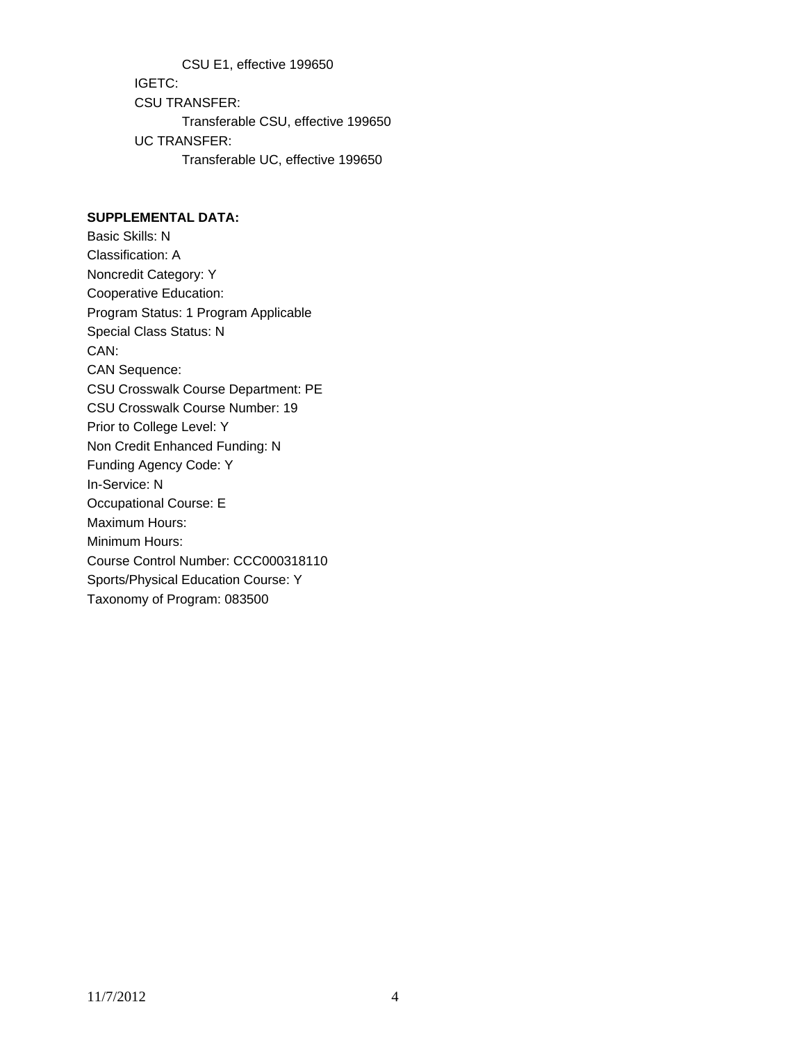CSU E1, effective 199650

IGETC:

CSU TRANSFER:

Transferable CSU, effective 199650

UC TRANSFER:

Transferable UC, effective 199650

**SUPPLEMENTAL DATA:**

Basic Skills: N
Classification: A
Noncredit Category: Y
Cooperative Education:
Program Status: 1 Program Applicable
Special Class Status: N
CAN:
CAN Sequence:
CSU Crosswalk Course Department: PE
CSU Crosswalk Course Number: 19
Prior to College Level: Y
Non Credit Enhanced Funding: N
Funding Agency Code: Y
In-Service: N
Occupational Course: E
Maximum Hours:
Minimum Hours:
Course Control Number: CCC000318110
Sports/Physical Education Course: Y
Taxonomy of Program: 083500